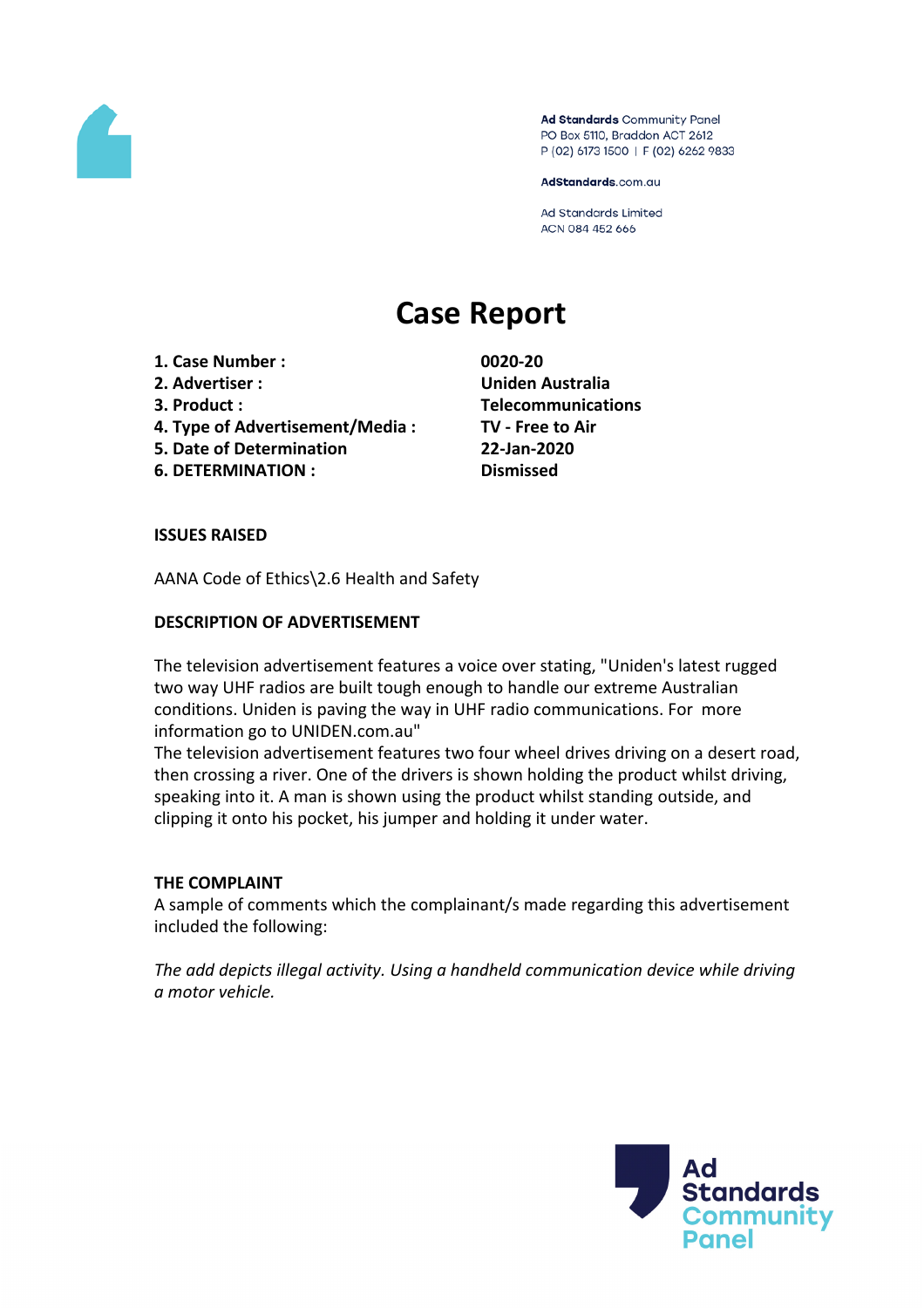Ad Standards Community Panel
PO Box 5110, Braddon ACT 2612
P (02) 6173 1500 | F (02) 6262 9833

AdStandards.com.au

Ad Standards Limited
ACN 084 452 666

# Case Report

| | |
|---|---|
| **1. Case Number :** | **0020-20** |
| **2. Advertiser :** | **Uniden Australia** |
| **3. Product :** | **Telecommunications** |
| **4. Type of Advertisement/Media :** | **TV - Free to Air** |
| **5. Date of Determination** | **22-Jan-2020** |
| **6. DETERMINATION :** | **Dismissed** |

**ISSUES RAISED**

AANA Code of Ethics\2.6 Health and Safety

**DESCRIPTION OF ADVERTISEMENT**

The television advertisement features a voice over stating, "Uniden's latest rugged two way UHF radios are built tough enough to handle our extreme Australian conditions. Uniden is paving the way in UHF radio communications. For more information go to UNIDEN.com.au"
The television advertisement features two four wheel drives driving on a desert road, then crossing a river. One of the drivers is shown holding the product whilst driving, speaking into it. A man is shown using the product whilst standing outside, and clipping it onto his pocket, his jumper and holding it under water.

**THE COMPLAINT**

A sample of comments which the complainant/s made regarding this advertisement included the following:

*The add depicts illegal activity. Using a handheld communication device while driving a motor vehicle.*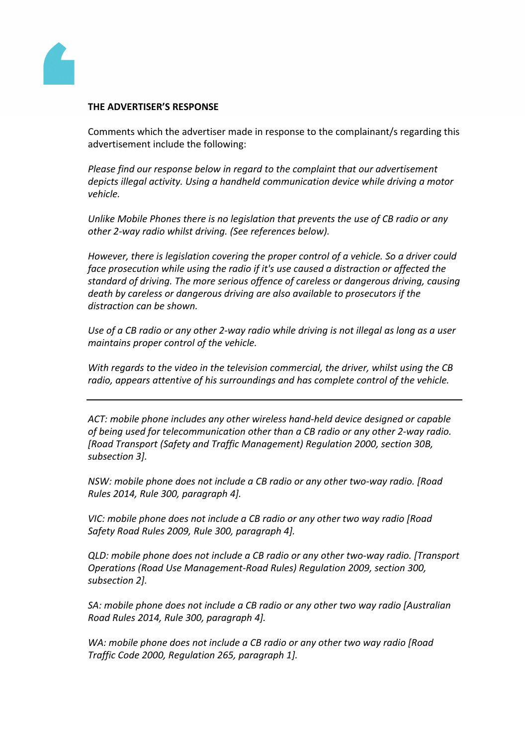**THE ADVERTISER'S RESPONSE**

Comments which the advertiser made in response to the complainant/s regarding this advertisement include the following:

*Please find our response below in regard to the complaint that our advertisement depicts illegal activity. Using a handheld communication device while driving a motor vehicle.*

*Unlike Mobile Phones there is no legislation that prevents the use of CB radio or any other 2-way radio whilst driving. (See references below).*

*However, there is legislation covering the proper control of a vehicle. So a driver could face prosecution while using the radio if it's use caused a distraction or affected the standard of driving. The more serious offence of careless or dangerous driving, causing death by careless or dangerous driving are also available to prosecutors if the distraction can be shown.*

*Use of a CB radio or any other 2-way radio while driving is not illegal as long as a user maintains proper control of the vehicle.*

*With regards to the video in the television commercial, the driver, whilst using the CB radio, appears attentive of his surroundings and has complete control of the vehicle.*

---

*ACT: mobile phone includes any other wireless hand-held device designed or capable of being used for telecommunication other than a CB radio or any other 2-way radio. [Road Transport (Safety and Traffic Management) Regulation 2000, section 30B, subsection 3].*

*NSW: mobile phone does not include a CB radio or any other two-way radio. [Road Rules 2014, Rule 300, paragraph 4].*

*VIC: mobile phone does not include a CB radio or any other two way radio [Road Safety Road Rules 2009, Rule 300, paragraph 4].*

*QLD: mobile phone does not include a CB radio or any other two-way radio. [Transport Operations (Road Use Management-Road Rules) Regulation 2009, section 300, subsection 2].*

*SA: mobile phone does not include a CB radio or any other two way radio [Australian Road Rules 2014, Rule 300, paragraph 4].*

*WA: mobile phone does not include a CB radio or any other two way radio [Road Traffic Code 2000, Regulation 265, paragraph 1].*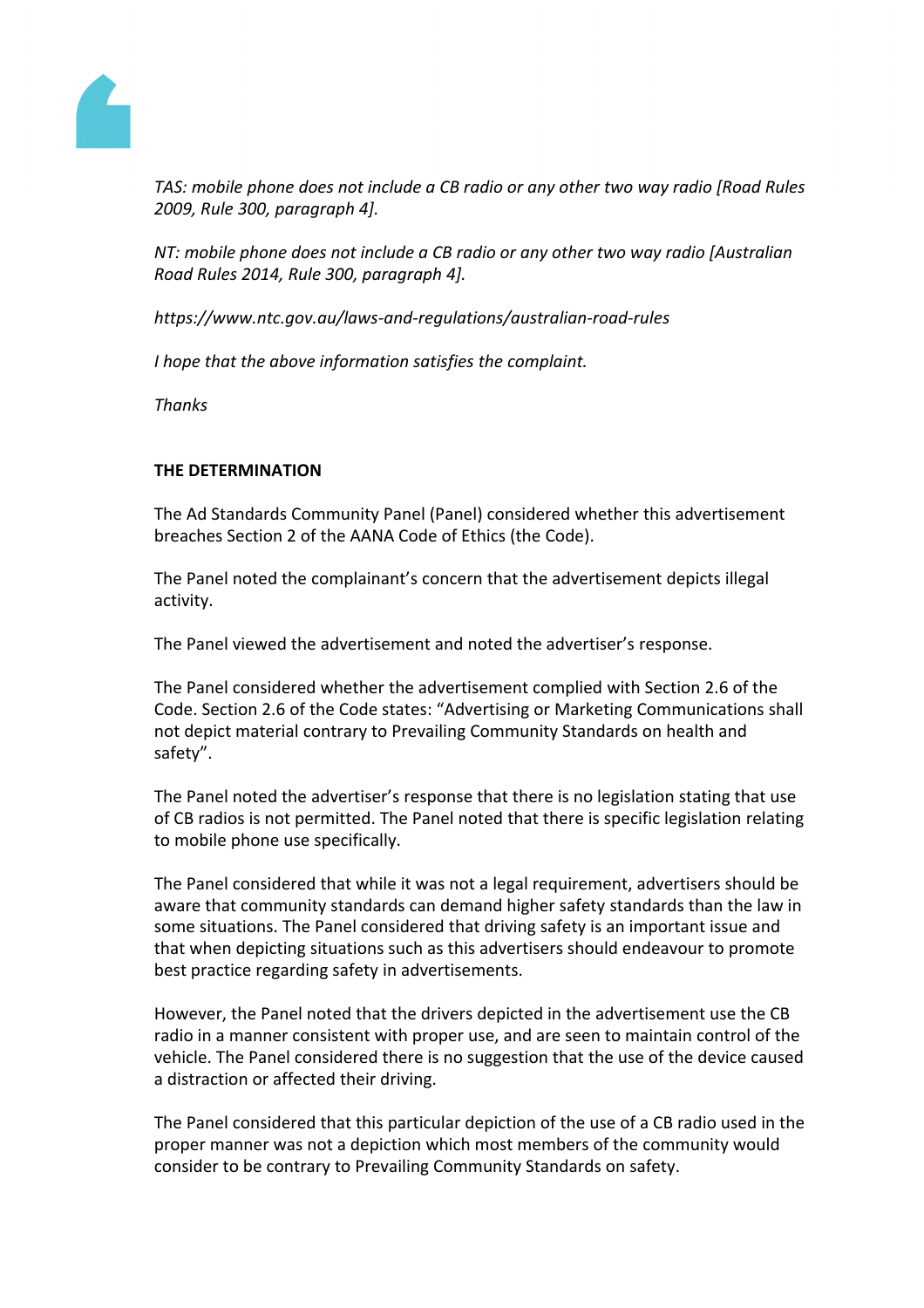*TAS: mobile phone does not include a CB radio or any other two way radio [Road Rules 2009, Rule 300, paragraph 4].*

*NT: mobile phone does not include a CB radio or any other two way radio [Australian Road Rules 2014, Rule 300, paragraph 4].*

*https://www.ntc.gov.au/laws-and-regulations/australian-road-rules*

*I hope that the above information satisfies the complaint.*

*Thanks*

**THE DETERMINATION**

The Ad Standards Community Panel (Panel) considered whether this advertisement breaches Section 2 of the AANA Code of Ethics (the Code).

The Panel noted the complainant's concern that the advertisement depicts illegal activity.

The Panel viewed the advertisement and noted the advertiser's response.

The Panel considered whether the advertisement complied with Section 2.6 of the Code. Section 2.6 of the Code states: "Advertising or Marketing Communications shall not depict material contrary to Prevailing Community Standards on health and safety".

The Panel noted the advertiser's response that there is no legislation stating that use of CB radios is not permitted. The Panel noted that there is specific legislation relating to mobile phone use specifically.

The Panel considered that while it was not a legal requirement, advertisers should be aware that community standards can demand higher safety standards than the law in some situations. The Panel considered that driving safety is an important issue and that when depicting situations such as this advertisers should endeavour to promote best practice regarding safety in advertisements.

However, the Panel noted that the drivers depicted in the advertisement use the CB radio in a manner consistent with proper use, and are seen to maintain control of the vehicle. The Panel considered there is no suggestion that the use of the device caused a distraction or affected their driving.

The Panel considered that this particular depiction of the use of a CB radio used in the proper manner was not a depiction which most members of the community would consider to be contrary to Prevailing Community Standards on safety.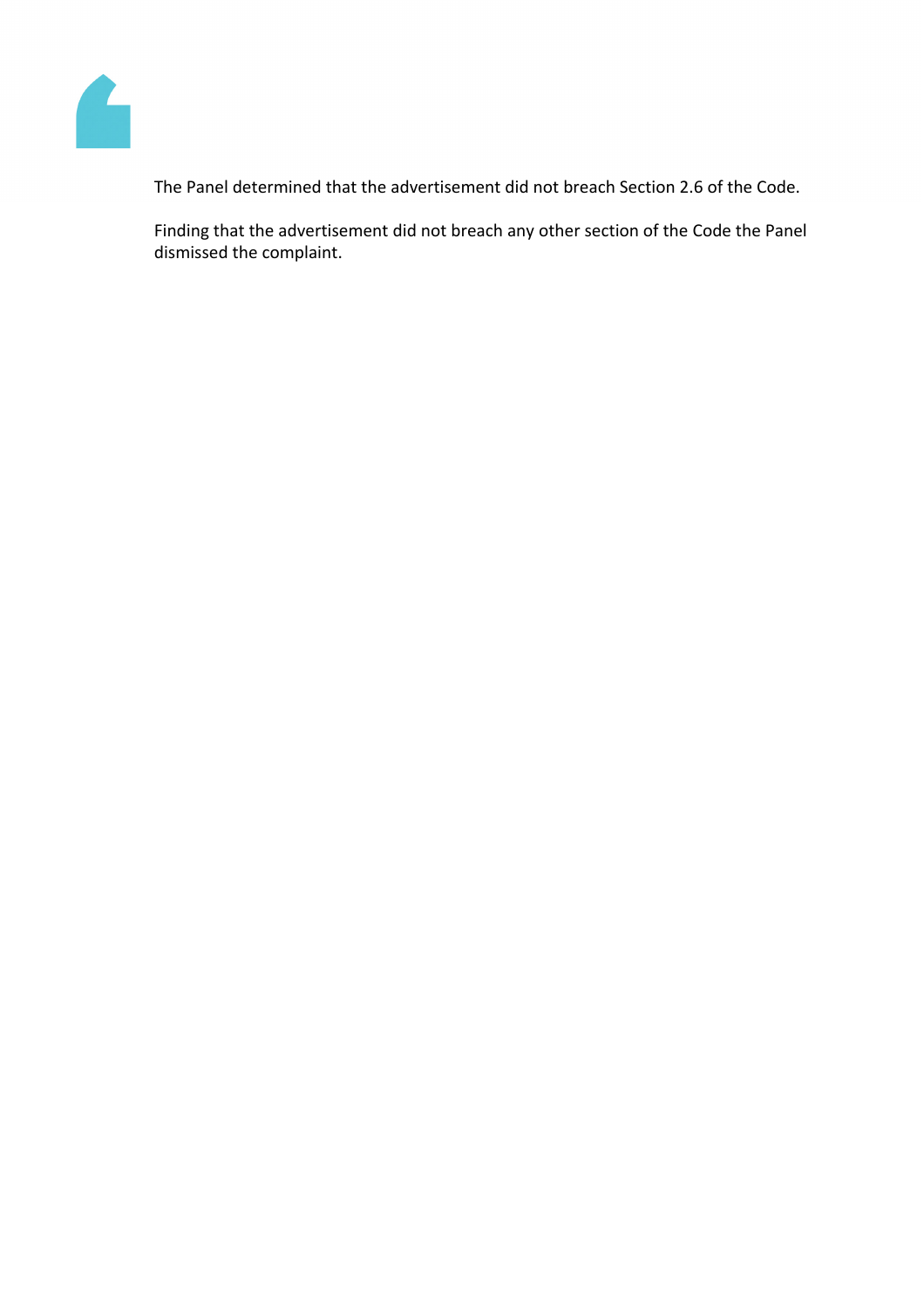The Panel determined that the advertisement did not breach Section 2.6 of the Code.

Finding that the advertisement did not breach any other section of the Code the Panel dismissed the complaint.